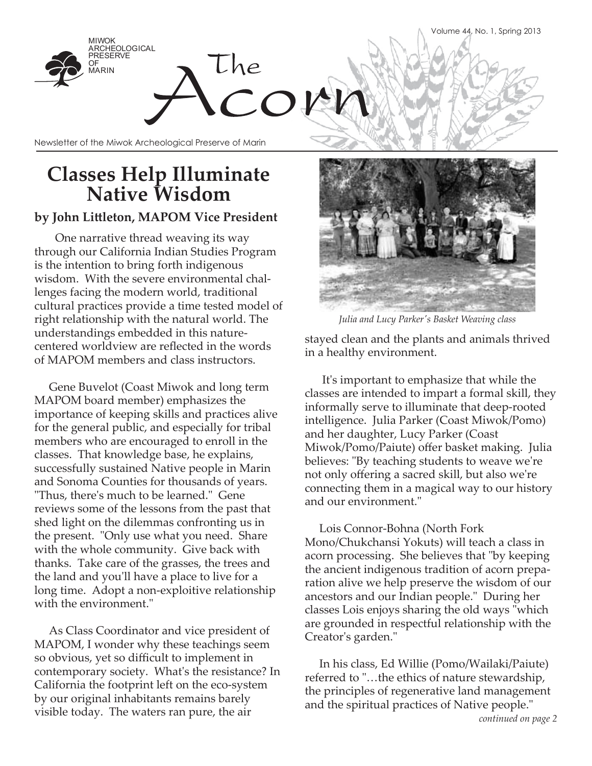MIWOK ARCHEOLOGICAL PRESERVE OF MARIN

# The Acorn

Newsletter of the Miwok Archeological Preserve of Marin

Volume 44, No. 1, Spring 2013

## Classes Help Illuminate Native Wisdom

### by John Littleton, MAPOM Vice President

One narrative thread weaving its way through our California Indian Studies Program is the intention to bring forth indigenous wisdom. With the severe environmental challenges facing the modern world, traditional cultural practices provide a time tested model of right relationship with the natural world. The understandings embedded in this nature-centered worldview are reflected in the words of MAPOM members and class instructors.

Gene Buvelot (Coast Miwok and long term MAPOM board member) emphasizes the importance of keeping skills and practices alive for the general public, and especially for tribal members who are encouraged to enroll in the classes. That knowledge base, he explains, successfully sustained Native people in Marin and Sonoma Counties for thousands of years. "Thus, there's much to be learned." Gene reviews some of the lessons from the past that shed light on the dilemmas confronting us in the present. "Only use what you need. Share with the whole community. Give back with thanks. Take care of the grasses, the trees and the land and you'll have a place to live for a long time. Adopt a non-exploitive relationship with the environment."

As Class Coordinator and vice president of MAPOM, I wonder why these teachings seem so obvious, yet so difficult to implement in contemporary society. What's the resistance? In California the footprint left on the eco-system by our original inhabitants remains barely visible today. The waters ran pure, the air stayed clean and the plants and animals thrived in a healthy environment.

*Julia and Lucy Parker's Basket Weaving class*

It's important to emphasize that while the classes are intended to impart a formal skill, they informally serve to illuminate that deep-rooted intelligence. Julia Parker (Coast Miwok/Pomo) and her daughter, Lucy Parker (Coast Miwok/Pomo/Paiute) offer basket making. Julia believes: "By teaching students to weave we're not only offering a sacred skill, but also we're connecting them in a magical way to our history and our environment."

Lois Connor-Bohna (North Fork Mono/Chukchansi Yokuts) will teach a class in acorn processing. She believes that "by keeping the ancient indigenous tradition of acorn preparation alive we help preserve the wisdom of our ancestors and our Indian people." During her classes Lois enjoys sharing the old ways "which are grounded in respectful relationship with the Creator's garden."

In his class, Ed Willie (Pomo/Wailaki/Paiute) referred to "…the ethics of nature stewardship, the principles of regenerative land management and the spiritual practices of Native people."

*continued on page 2*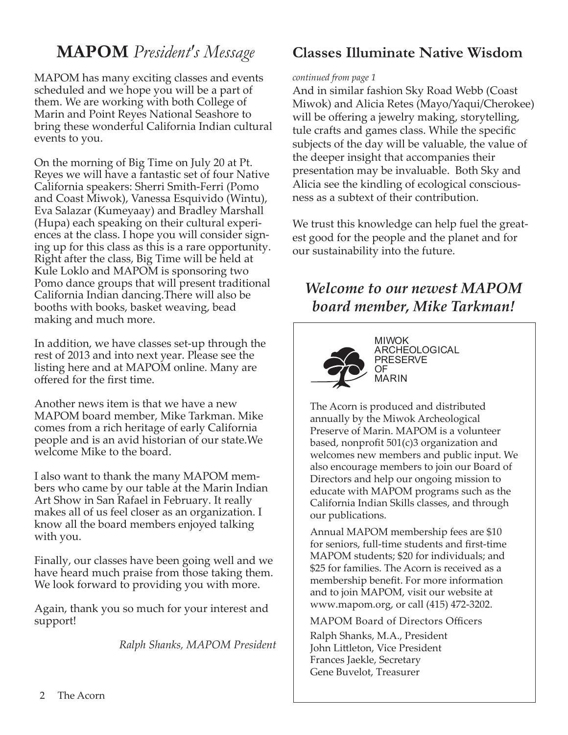# **MAPOM** *President's Message*

MAPOM has many exciting classes and events scheduled and we hope you will be a part of them. We are working with both College of Marin and Point Reyes National Seashore to bring these wonderful California Indian cultural events to you.

On the morning of Big Time on July 20 at Pt. Reyes we will have a fantastic set of four Native California speakers: Sherri Smith-Ferri (Pomo and Coast Miwok), Vanessa Esquivido (Wintu), Eva Salazar (Kumeyaay) and Bradley Marshall (Hupa) each speaking on their cultural experiences at the class. I hope you will consider signing up for this class as this is a rare opportunity. Right after the class, Big Time will be held at Kule Loklo and MAPOM is sponsoring two Pomo dance groups that will present traditional California Indian dancing.There will also be booths with books, basket weaving, bead making and much more.

In addition, we have classes set-up through the rest of 2013 and into next year. Please see the listing here and at MAPOM online. Many are offered for the first time.

Another news item is that we have a new MAPOM board member, Mike Tarkman. Mike comes from a rich heritage of early California people and is an avid historian of our state.We welcome Mike to the board.

I also want to thank the many MAPOM members who came by our table at the Marin Indian Art Show in San Rafael in February. It really makes all of us feel closer as an organization. I know all the board members enjoyed talking with you.

Finally, our classes have been going well and we have heard much praise from those taking them. We look forward to providing you with more.

Again, thank you so much for your interest and support!

*Ralph Shanks, MAPOM President*

## **Classes Illuminate Native Wisdom**

*continued from page 1*

And in similar fashion Sky Road Webb (Coast Miwok) and Alicia Retes (Mayo/Yaqui/Cherokee) will be offering a jewelry making, storytelling, tule crafts and games class. While the specific subjects of the day will be valuable, the value of the deeper insight that accompanies their presentation may be invaluable. Both Sky and Alicia see the kindling of ecological consciousness as a subtext of their contribution.

We trust this knowledge can help fuel the greatest good for the people and the planet and for our sustainability into the future.

### ***Welcome to our newest MAPOM board member, Mike Tarkman!***

MIWOK ARCHEOLOGICAL PRESERVE OF MARIN

The Acorn is produced and distributed annually by the Miwok Archeological Preserve of Marin. MAPOM is a volunteer based, nonprofit 501(c)3 organization and welcomes new members and public input. We also encourage members to join our Board of Directors and help our ongoing mission to educate with MAPOM programs such as the California Indian Skills classes, and through our publications.

Annual MAPOM membership fees are $10 for seniors, full-time students and first-time MAPOM students; $20 for individuals; and $25 for families. The Acorn is received as a membership benefit. For more information and to join MAPOM, visit our website at www.mapom.org, or call (415) 472-3202.

MAPOM Board of Directors Officers

Ralph Shanks, M.A., President
John Littleton, Vice President
Frances Jaekle, Secretary
Gene Buvelot, Treasurer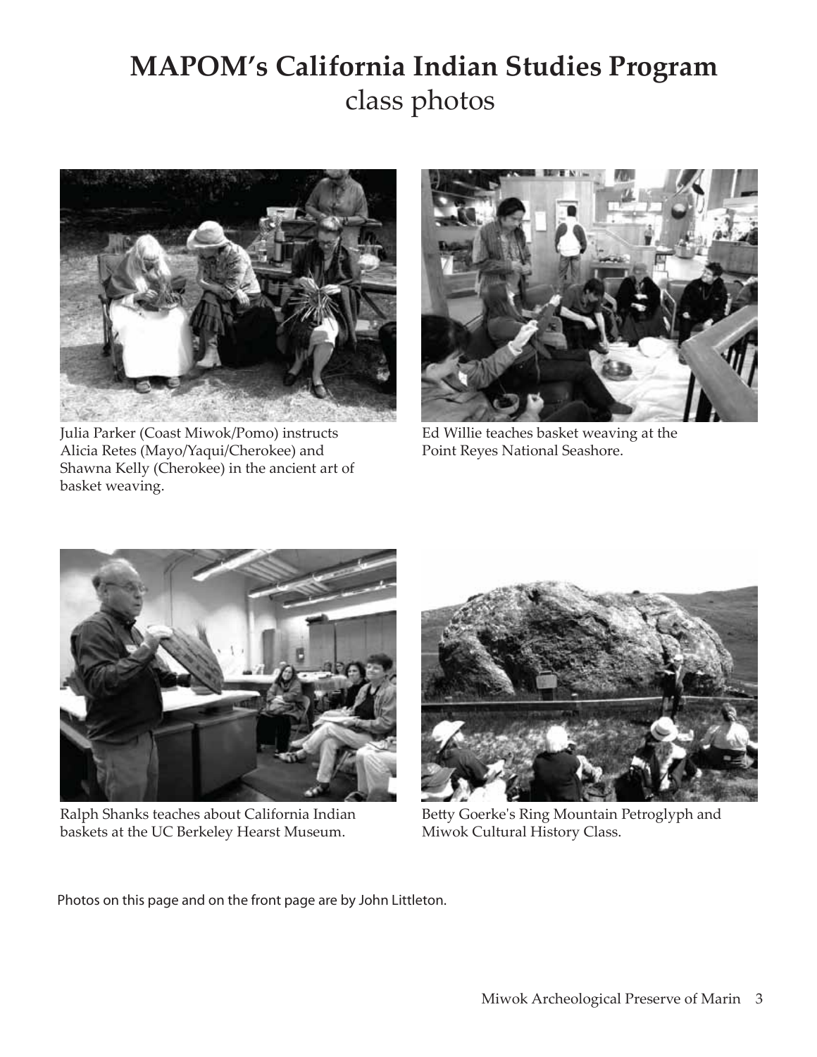# MAPOM's California Indian Studies Program
class photos

Julia Parker (Coast Miwok/Pomo) instructs Alicia Retes (Mayo/Yaqui/Cherokee) and Shawna Kelly (Cherokee) in the ancient art of basket weaving.

Ed Willie teaches basket weaving at the Point Reyes National Seashore.

Ralph Shanks teaches about California Indian baskets at the UC Berkeley Hearst Museum.

Betty Goerke's Ring Mountain Petroglyph and Miwok Cultural History Class.

Photos on this page and on the front page are by John Littleton.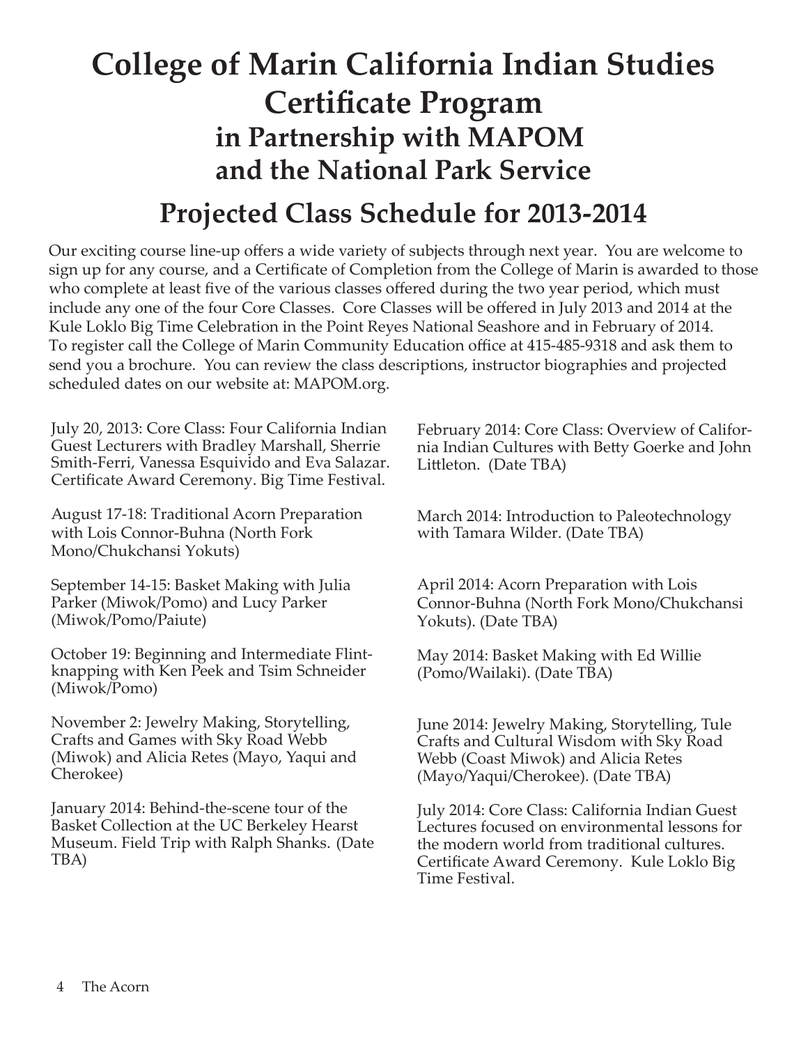# College of Marin California Indian Studies Certificate Program

## in Partnership with MAPOM and the National Park Service

## Projected Class Schedule for 2013-2014

Our exciting course line-up offers a wide variety of subjects through next year. You are welcome to sign up for any course, and a Certificate of Completion from the College of Marin is awarded to those who complete at least five of the various classes offered during the two year period, which must include any one of the four Core Classes. Core Classes will be offered in July 2013 and 2014 at the Kule Loklo Big Time Celebration in the Point Reyes National Seashore and in February of 2014. To register call the College of Marin Community Education office at 415-485-9318 and ask them to send you a brochure. You can review the class descriptions, instructor biographies and projected scheduled dates on our website at: MAPOM.org.

July 20, 2013: Core Class: Four California Indian Guest Lecturers with Bradley Marshall, Sherrie Smith-Ferri, Vanessa Esquivido and Eva Salazar. Certificate Award Ceremony. Big Time Festival.

August 17-18: Traditional Acorn Preparation with Lois Connor-Buhna (North Fork Mono/Chukchansi Yokuts)

September 14-15: Basket Making with Julia Parker (Miwok/Pomo) and Lucy Parker (Miwok/Pomo/Paiute)

October 19: Beginning and Intermediate Flint-knapping with Ken Peek and Tsim Schneider (Miwok/Pomo)

November 2: Jewelry Making, Storytelling, Crafts and Games with Sky Road Webb (Miwok) and Alicia Retes (Mayo, Yaqui and Cherokee)

January 2014: Behind-the-scene tour of the Basket Collection at the UC Berkeley Hearst Museum. Field Trip with Ralph Shanks. (Date TBA)

February 2014: Core Class: Overview of California Indian Cultures with Betty Goerke and John Littleton. (Date TBA)

March 2014: Introduction to Paleotechnology with Tamara Wilder. (Date TBA)

April 2014: Acorn Preparation with Lois Connor-Buhna (North Fork Mono/Chukchansi Yokuts). (Date TBA)

May 2014: Basket Making with Ed Willie (Pomo/Wailaki). (Date TBA)

June 2014: Jewelry Making, Storytelling, Tule Crafts and Cultural Wisdom with Sky Road Webb (Coast Miwok) and Alicia Retes (Mayo/Yaqui/Cherokee). (Date TBA)

July 2014: Core Class: California Indian Guest Lectures focused on environmental lessons for the modern world from traditional cultures. Certificate Award Ceremony. Kule Loklo Big Time Festival.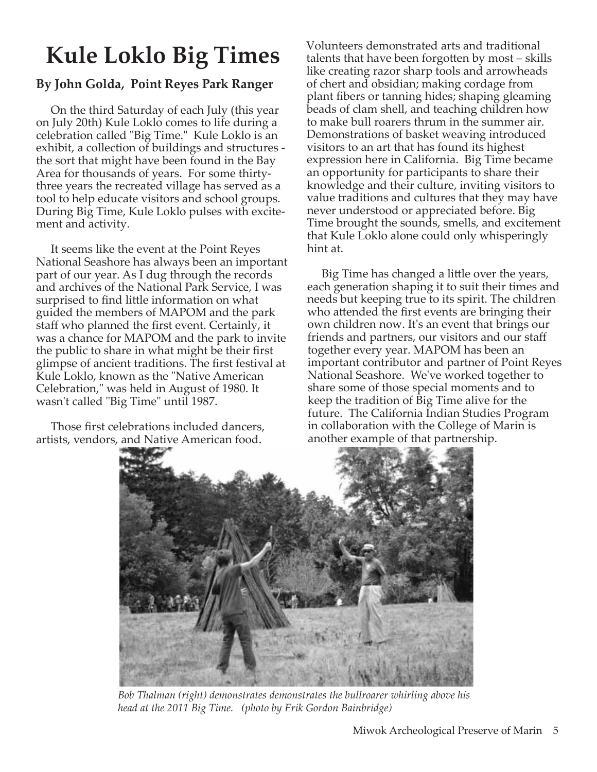# Kule Loklo Big Times

**By John Golda, Point Reyes Park Ranger**

On the third Saturday of each July (this year on July 20th) Kule Loklo comes to life during a celebration called "Big Time." Kule Loklo is an exhibit, a collection of buildings and structures - the sort that might have been found in the Bay Area for thousands of years. For some thirty-three years the recreated village has served as a tool to help educate visitors and school groups. During Big Time, Kule Loklo pulses with excitement and activity.

It seems like the event at the Point Reyes National Seashore has always been an important part of our year. As I dug through the records and archives of the National Park Service, I was surprised to find little information on what guided the members of MAPOM and the park staff who planned the first event. Certainly, it was a chance for MAPOM and the park to invite the public to share in what might be their first glimpse of ancient traditions. The first festival at Kule Loklo, known as the "Native American Celebration," was held in August of 1980. It wasn't called "Big Time" until 1987.

Those first celebrations included dancers, artists, vendors, and Native American food. Volunteers demonstrated arts and traditional talents that have been forgotten by most – skills like creating razor sharp tools and arrowheads of chert and obsidian; making cordage from plant fibers or tanning hides; shaping gleaming beads of clam shell, and teaching children how to make bull roarers thrum in the summer air. Demonstrations of basket weaving introduced visitors to an art that has found its highest expression here in California. Big Time became an opportunity for participants to share their knowledge and their culture, inviting visitors to value traditions and cultures that they may have never understood or appreciated before. Big Time brought the sounds, smells, and excitement that Kule Loklo alone could only whisperingly hint at.

Big Time has changed a little over the years, each generation shaping it to suit their times and needs but keeping true to its spirit. The children who attended the first events are bringing their own children now. It's an event that brings our friends and partners, our visitors and our staff together every year. MAPOM has been an important contributor and partner of Point Reyes National Seashore. We've worked together to share some of those special moments and to keep the tradition of Big Time alive for the future. The California Indian Studies Program in collaboration with the College of Marin is another example of that partnership.

*Bob Thalman (right) demonstrates demonstrates the bullroarer whirling above his head at the 2011 Big Time. (photo by Erik Gordon Bainbridge)*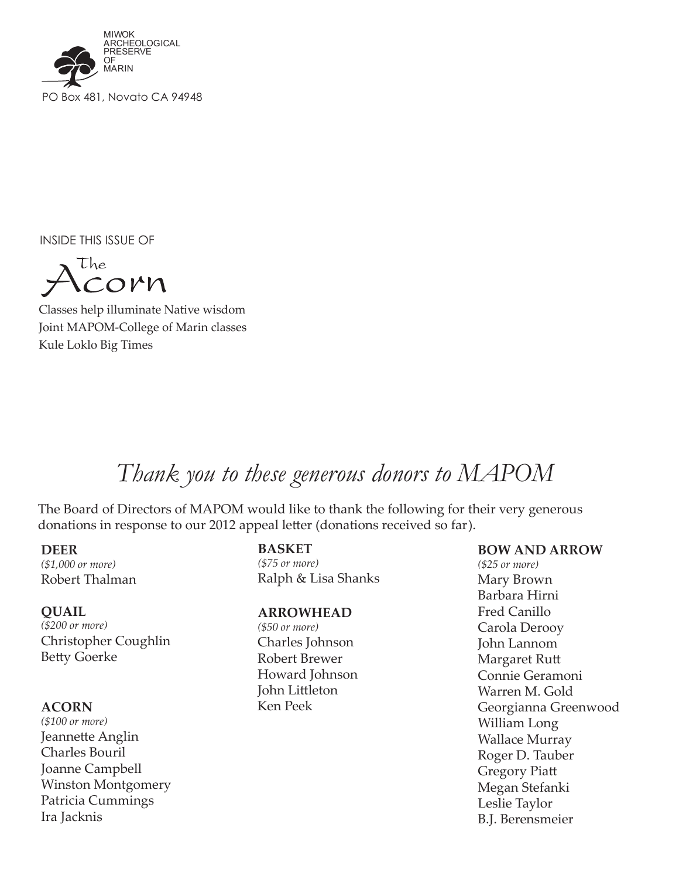MIWOK ARCHEOLOGICAL PRESERVE OF MARIN

PO Box 481, Novato CA 94948

INSIDE THIS ISSUE OF

The Acorn

Classes help illuminate Native wisdom
Joint MAPOM-College of Marin classes
Kule Loklo Big Times

## *Thank you to these generous donors to MAPOM*

The Board of Directors of MAPOM would like to thank the following for their very generous donations in response to our 2012 appeal letter (donations received so far).

**DEER**
*($1,000 or more)*
Robert Thalman

**QUAIL**
*($200 or more)*
Christopher Coughlin
Betty Goerke

**ACORN**
*($100 or more)*
Jeannette Anglin
Charles Bouril
Joanne Campbell
Winston Montgomery
Patricia Cummings
Ira Jacknis

**BASKET**
*($75 or more)*
Ralph & Lisa Shanks

**ARROWHEAD**
*($50 or more)*
Charles Johnson
Robert Brewer
Howard Johnson
John Littleton
Ken Peek

**BOW AND ARROW**
*($25 or more)*
Mary Brown
Barbara Hirni
Fred Canillo
Carola Derooy
John Lannom
Margaret Rutt
Connie Geramoni
Warren M. Gold
Georgianna Greenwood
William Long
Wallace Murray
Roger D. Tauber
Gregory Piatt
Megan Stefanki
Leslie Taylor
B.J. Berensmeier